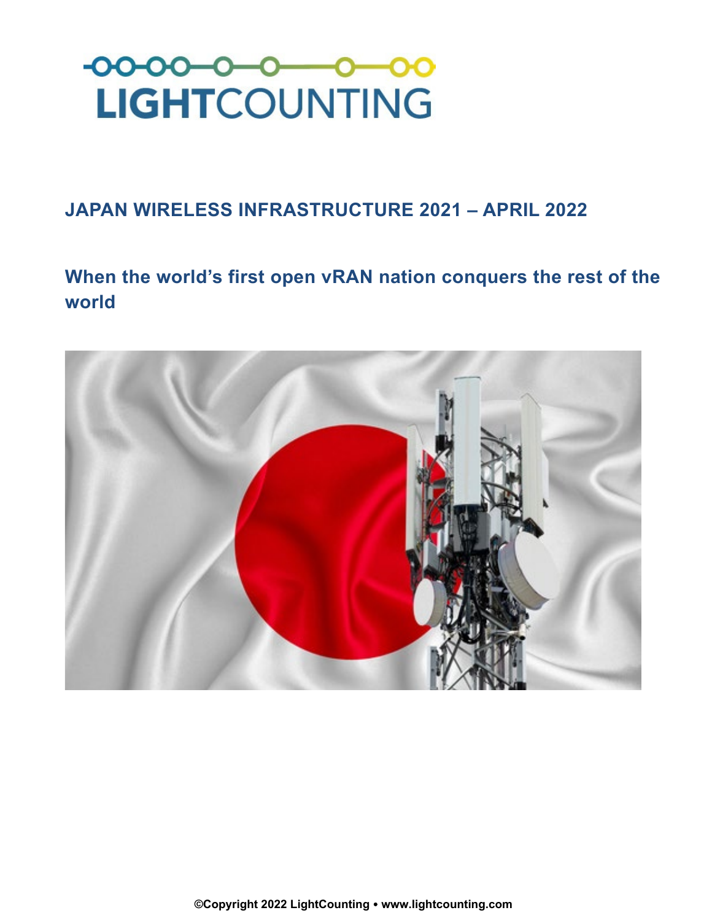LIGHTCOUNTING

# JAPAN WIRELESS INFRASTRUCTURE 2021 – APRIL 2022

## When the world's first open vRAN nation conquers the rest of the world

©Copyright 2022 LightCounting • www.lightcounting.com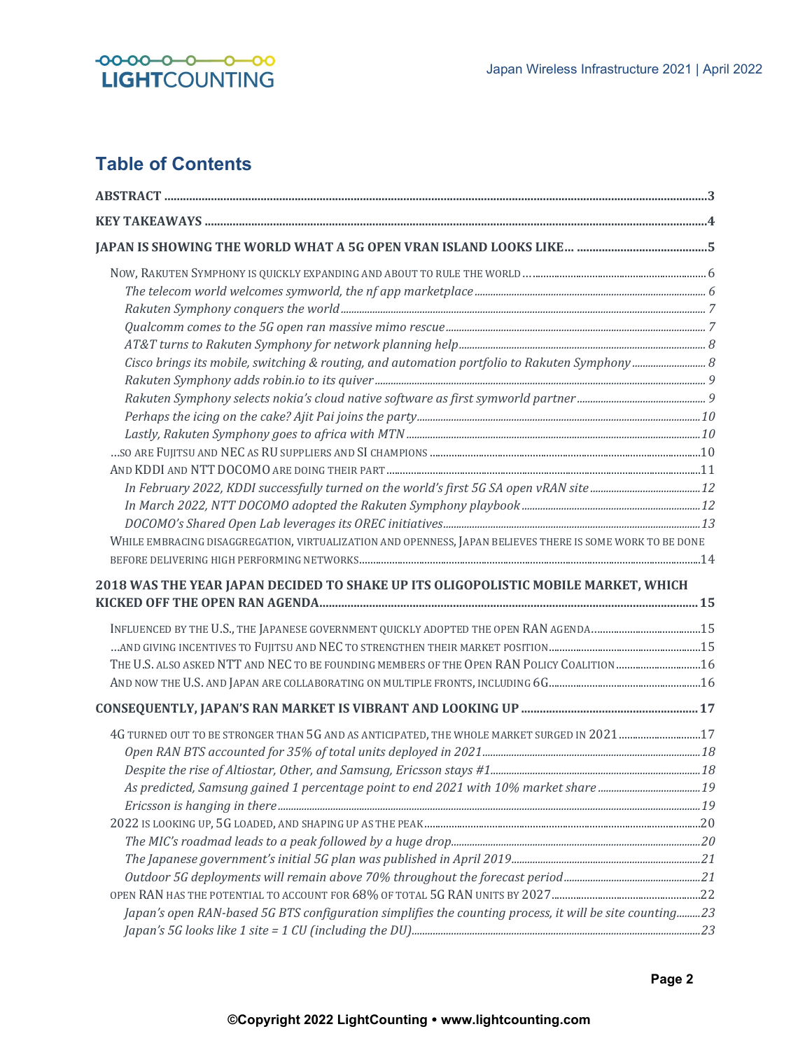## Table of Contents

**ABSTRACT** ...... 3

**KEY TAKEAWAYS** ...... 4

**JAPAN IS SHOWING THE WORLD WHAT A 5G OPEN VRAN ISLAND LOOKS LIKE…** ...... 5

- NOW, RAKUTEN SYMPHONY IS QUICKLY EXPANDING AND ABOUT TO RULE THE WORLD … ...... 6
  - *The telecom world welcomes symworld, the nf app marketplace* ...... 6
  - *Rakuten Symphony conquers the world* ...... 7
  - *Qualcomm comes to the 5G open ran massive mimo rescue* ...... 7
  - *AT&T turns to Rakuten Symphony for network planning help* ...... 8
  - *Cisco brings its mobile, switching & routing, and automation portfolio to Rakuten Symphony* ...... 8
  - *Rakuten Symphony adds robin.io to its quiver* ...... 9
  - *Rakuten Symphony selects nokia's cloud native software as first symworld partner* ...... 9
  - *Perhaps the icing on the cake? Ajit Pai joins the party* ...... 10
  - *Lastly, Rakuten Symphony goes to africa with MTN* ...... 10
- …SO ARE FUJITSU AND NEC AS RU SUPPLIERS AND SI CHAMPIONS ...... 10
- AND KDDI AND NTT DOCOMO ARE DOING THEIR PART ...... 11
  - *In February 2022, KDDI successfully turned on the world's first 5G SA open vRAN site* ...... 12
  - *In March 2022, NTT DOCOMO adopted the Rakuten Symphony playbook* ...... 12
  - *DOCOMO's Shared Open Lab leverages its OREC initiatives* ...... 13
- WHILE EMBRACING DISAGGREGATION, VIRTUALIZATION AND OPENNESS, JAPAN BELIEVES THERE IS SOME WORK TO BE DONE BEFORE DELIVERING HIGH PERFORMING NETWORKS ...... 14

**2018 WAS THE YEAR JAPAN DECIDED TO SHAKE UP ITS OLIGOPOLISTIC MOBILE MARKET, WHICH KICKED OFF THE OPEN RAN AGENDA** ...... 15

- INFLUENCED BY THE U.S., THE JAPANESE GOVERNMENT QUICKLY ADOPTED THE OPEN RAN AGENDA ...... 15
- …AND GIVING INCENTIVES TO FUJITSU AND NEC TO STRENGTHEN THEIR MARKET POSITION ...... 15
- THE U.S. ALSO ASKED NTT AND NEC TO BE FOUNDING MEMBERS OF THE OPEN RAN POLICY COALITION ...... 16
- AND NOW THE U.S. AND JAPAN ARE COLLABORATING ON MULTIPLE FRONTS, INCLUDING 6G ...... 16

**CONSEQUENTLY, JAPAN'S RAN MARKET IS VIBRANT AND LOOKING UP** ...... 17

- 4G TURNED OUT TO BE STRONGER THAN 5G AND AS ANTICIPATED, THE WHOLE MARKET SURGED IN 2021 ...... 17
  - *Open RAN BTS accounted for 35% of total units deployed in 2021* ...... 18
  - *Despite the rise of Altiostar, Other, and Samsung, Ericsson stays #1* ...... 18
  - *As predicted, Samsung gained 1 percentage point to end 2021 with 10% market share* ...... 19
  - *Ericsson is hanging in there* ...... 19
- 2022 IS LOOKING UP, 5G LOADED, AND SHAPING UP AS THE PEAK ...... 20
  - *The MIC's roadmad leads to a peak followed by a huge drop* ...... 20
  - *The Japanese government's initial 5G plan was published in April 2019* ...... 21
  - *Outdoor 5G deployments will remain above 70% throughout the forecast period* ...... 21
- OPEN RAN HAS THE POTENTIAL TO ACCOUNT FOR 68% OF TOTAL 5G RAN UNITS BY 2027 ...... 22
  - *Japan's open RAN-based 5G BTS configuration simplifies the counting process, it will be site counting* ...... 23
  - *Japan's 5G looks like 1 site = 1 CU (including the DU)* ...... 23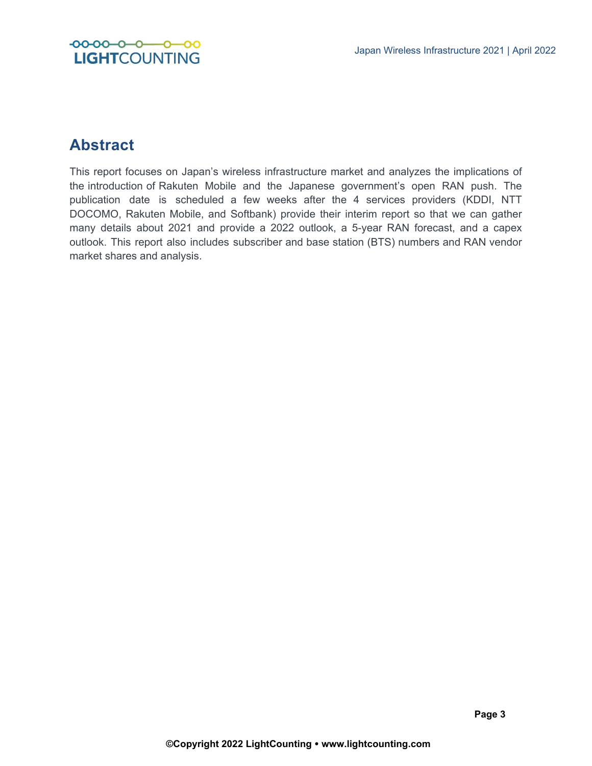## Abstract

This report focuses on Japan's wireless infrastructure market and analyzes the implications of the introduction of Rakuten Mobile and the Japanese government's open RAN push. The publication date is scheduled a few weeks after the 4 services providers (KDDI, NTT DOCOMO, Rakuten Mobile, and Softbank) provide their interim report so that we can gather many details about 2021 and provide a 2022 outlook, a 5-year RAN forecast, and a capex outlook. This report also includes subscriber and base station (BTS) numbers and RAN vendor market shares and analysis.